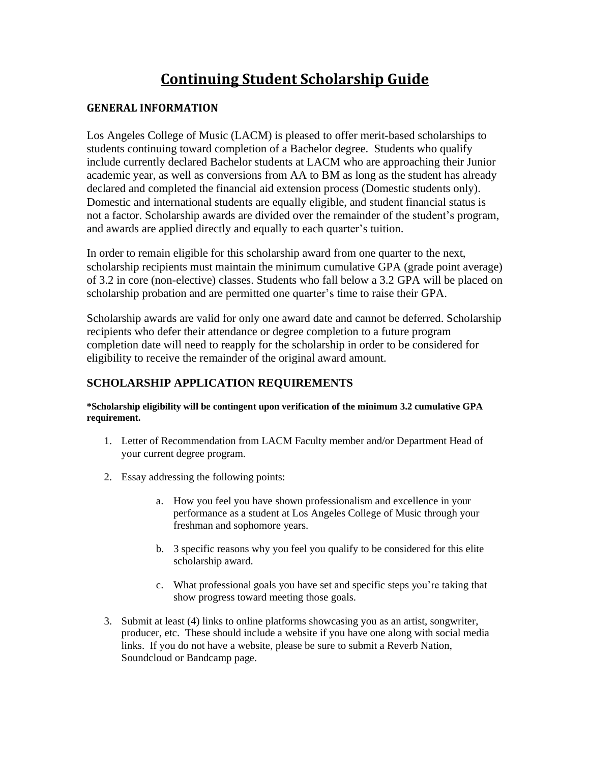# Continuing Student Scholarship Guide

## GENERAL INFORMATION

Los Angeles College of Music (LACM) is pleased to offer merit-based scholarships to students continuing toward completion of a Bachelor degree. Students who qualify include currently declared Bachelor students at LACM who are approaching their Junior academic year, as well as conversions from AA to BM as long as the student has already declared and completed the financial aid extension process (Domestic students only). Domestic and international students are equally eligible, and student financial status is not a factor. Scholarship awards are divided over the remainder of the student's program, and awards are applied directly and equally to each quarter's tuition.

In order to remain eligible for this scholarship award from one quarter to the next, scholarship recipients must maintain the minimum cumulative GPA (grade point average) of 3.2 in core (non-elective) classes. Students who fall below a 3.2 GPA will be placed on scholarship probation and are permitted one quarter's time to raise their GPA.

Scholarship awards are valid for only one award date and cannot be deferred. Scholarship recipients who defer their attendance or degree completion to a future program completion date will need to reapply for the scholarship in order to be considered for eligibility to receive the remainder of the original award amount.

## SCHOLARSHIP APPLICATION REQUIREMENTS

**\*Scholarship eligibility will be contingent upon verification of the minimum 3.2 cumulative GPA requirement.**

1. Letter of Recommendation from LACM Faculty member and/or Department Head of your current degree program.

2. Essay addressing the following points:

   a. How you feel you have shown professionalism and excellence in your performance as a student at Los Angeles College of Music through your freshman and sophomore years.

   b. 3 specific reasons why you feel you qualify to be considered for this elite scholarship award.

   c. What professional goals you have set and specific steps you're taking that show progress toward meeting those goals.

3. Submit at least (4) links to online platforms showcasing you as an artist, songwriter, producer, etc. These should include a website if you have one along with social media links. If you do not have a website, please be sure to submit a Reverb Nation, Soundcloud or Bandcamp page.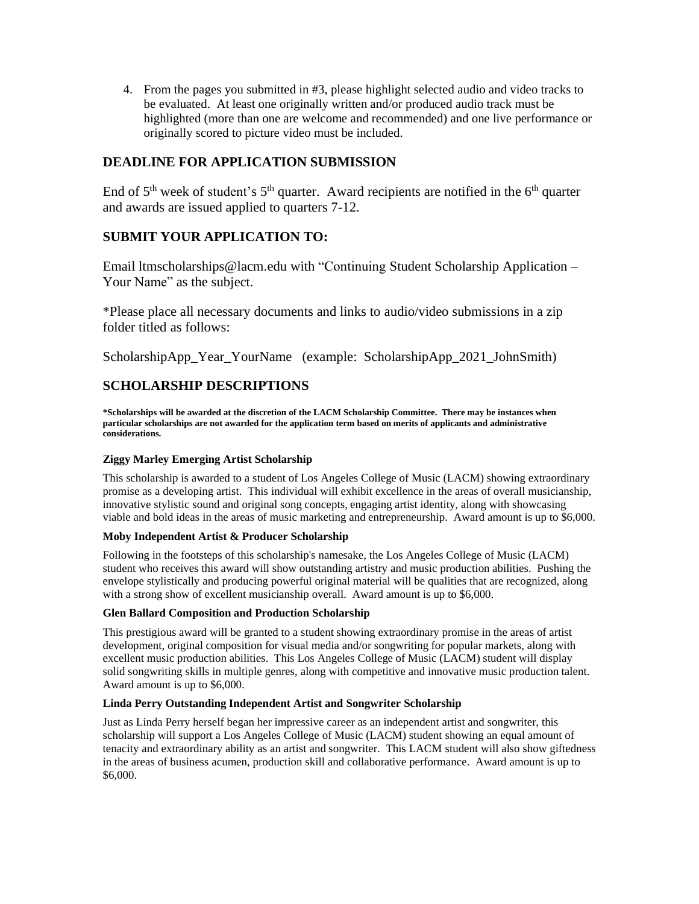4. From the pages you submitted in #3, please highlight selected audio and video tracks to be evaluated. At least one originally written and/or produced audio track must be highlighted (more than one are welcome and recommended) and one live performance or originally scored to picture video must be included.

## DEADLINE FOR APPLICATION SUBMISSION

End of 5th week of student's 5th quarter. Award recipients are notified in the 6th quarter and awards are issued applied to quarters 7-12.

## SUBMIT YOUR APPLICATION TO:

Email ltmscholarships@lacm.edu with "Continuing Student Scholarship Application – Your Name" as the subject.

*Please place all necessary documents and links to audio/video submissions in a zip folder titled as follows:

ScholarshipApp_Year_YourName (example: ScholarshipApp_2021_JohnSmith)

## SCHOLARSHIP DESCRIPTIONS

***Scholarships will be awarded at the discretion of the LACM Scholarship Committee. There may be instances when particular scholarships are not awarded for the application term based on merits of applicants and administrative considerations.**

### Ziggy Marley Emerging Artist Scholarship

This scholarship is awarded to a student of Los Angeles College of Music (LACM) showing extraordinary promise as a developing artist. This individual will exhibit excellence in the areas of overall musicianship, innovative stylistic sound and original song concepts, engaging artist identity, along with showcasing viable and bold ideas in the areas of music marketing and entrepreneurship. Award amount is up to $6,000.

### Moby Independent Artist & Producer Scholarship

Following in the footsteps of this scholarship's namesake, the Los Angeles College of Music (LACM) student who receives this award will show outstanding artistry and music production abilities. Pushing the envelope stylistically and producing powerful original material will be qualities that are recognized, along with a strong show of excellent musicianship overall. Award amount is up to $6,000.

### Glen Ballard Composition and Production Scholarship

This prestigious award will be granted to a student showing extraordinary promise in the areas of artist development, original composition for visual media and/or songwriting for popular markets, along with excellent music production abilities. This Los Angeles College of Music (LACM) student will display solid songwriting skills in multiple genres, along with competitive and innovative music production talent. Award amount is up to $6,000.

### Linda Perry Outstanding Independent Artist and Songwriter Scholarship

Just as Linda Perry herself began her impressive career as an independent artist and songwriter, this scholarship will support a Los Angeles College of Music (LACM) student showing an equal amount of tenacity and extraordinary ability as an artist and songwriter. This LACM student will also show giftedness in the areas of business acumen, production skill and collaborative performance. Award amount is up to $6,000.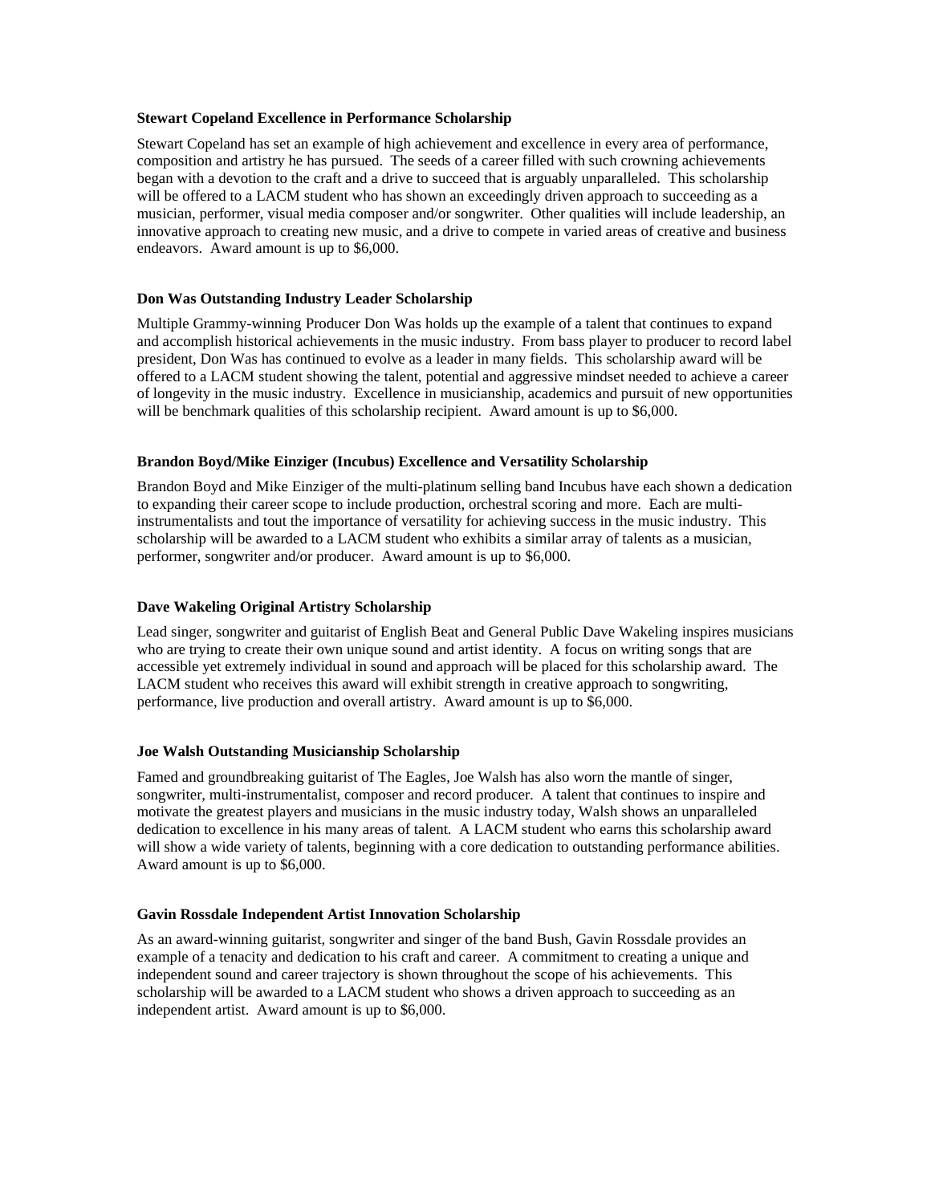**Stewart Copeland Excellence in Performance Scholarship**

Stewart Copeland has set an example of high achievement and excellence in every area of performance, composition and artistry he has pursued. The seeds of a career filled with such crowning achievements began with a devotion to the craft and a drive to succeed that is arguably unparalleled. This scholarship will be offered to a LACM student who has shown an exceedingly driven approach to succeeding as a musician, performer, visual media composer and/or songwriter. Other qualities will include leadership, an innovative approach to creating new music, and a drive to compete in varied areas of creative and business endeavors. Award amount is up to $6,000.

**Don Was Outstanding Industry Leader Scholarship**

Multiple Grammy-winning Producer Don Was holds up the example of a talent that continues to expand and accomplish historical achievements in the music industry. From bass player to producer to record label president, Don Was has continued to evolve as a leader in many fields. This scholarship award will be offered to a LACM student showing the talent, potential and aggressive mindset needed to achieve a career of longevity in the music industry. Excellence in musicianship, academics and pursuit of new opportunities will be benchmark qualities of this scholarship recipient. Award amount is up to $6,000.

**Brandon Boyd/Mike Einziger (Incubus) Excellence and Versatility Scholarship**

Brandon Boyd and Mike Einziger of the multi-platinum selling band Incubus have each shown a dedication to expanding their career scope to include production, orchestral scoring and more. Each are multi-instrumentalists and tout the importance of versatility for achieving success in the music industry. This scholarship will be awarded to a LACM student who exhibits a similar array of talents as a musician, performer, songwriter and/or producer. Award amount is up to $6,000.

**Dave Wakeling Original Artistry Scholarship**

Lead singer, songwriter and guitarist of English Beat and General Public Dave Wakeling inspires musicians who are trying to create their own unique sound and artist identity. A focus on writing songs that are accessible yet extremely individual in sound and approach will be placed for this scholarship award. The LACM student who receives this award will exhibit strength in creative approach to songwriting, performance, live production and overall artistry. Award amount is up to $6,000.

**Joe Walsh Outstanding Musicianship Scholarship**

Famed and groundbreaking guitarist of The Eagles, Joe Walsh has also worn the mantle of singer, songwriter, multi-instrumentalist, composer and record producer. A talent that continues to inspire and motivate the greatest players and musicians in the music industry today, Walsh shows an unparalleled dedication to excellence in his many areas of talent. A LACM student who earns this scholarship award will show a wide variety of talents, beginning with a core dedication to outstanding performance abilities. Award amount is up to $6,000.

**Gavin Rossdale Independent Artist Innovation Scholarship**

As an award-winning guitarist, songwriter and singer of the band Bush, Gavin Rossdale provides an example of a tenacity and dedication to his craft and career. A commitment to creating a unique and independent sound and career trajectory is shown throughout the scope of his achievements. This scholarship will be awarded to a LACM student who shows a driven approach to succeeding as an independent artist. Award amount is up to $6,000.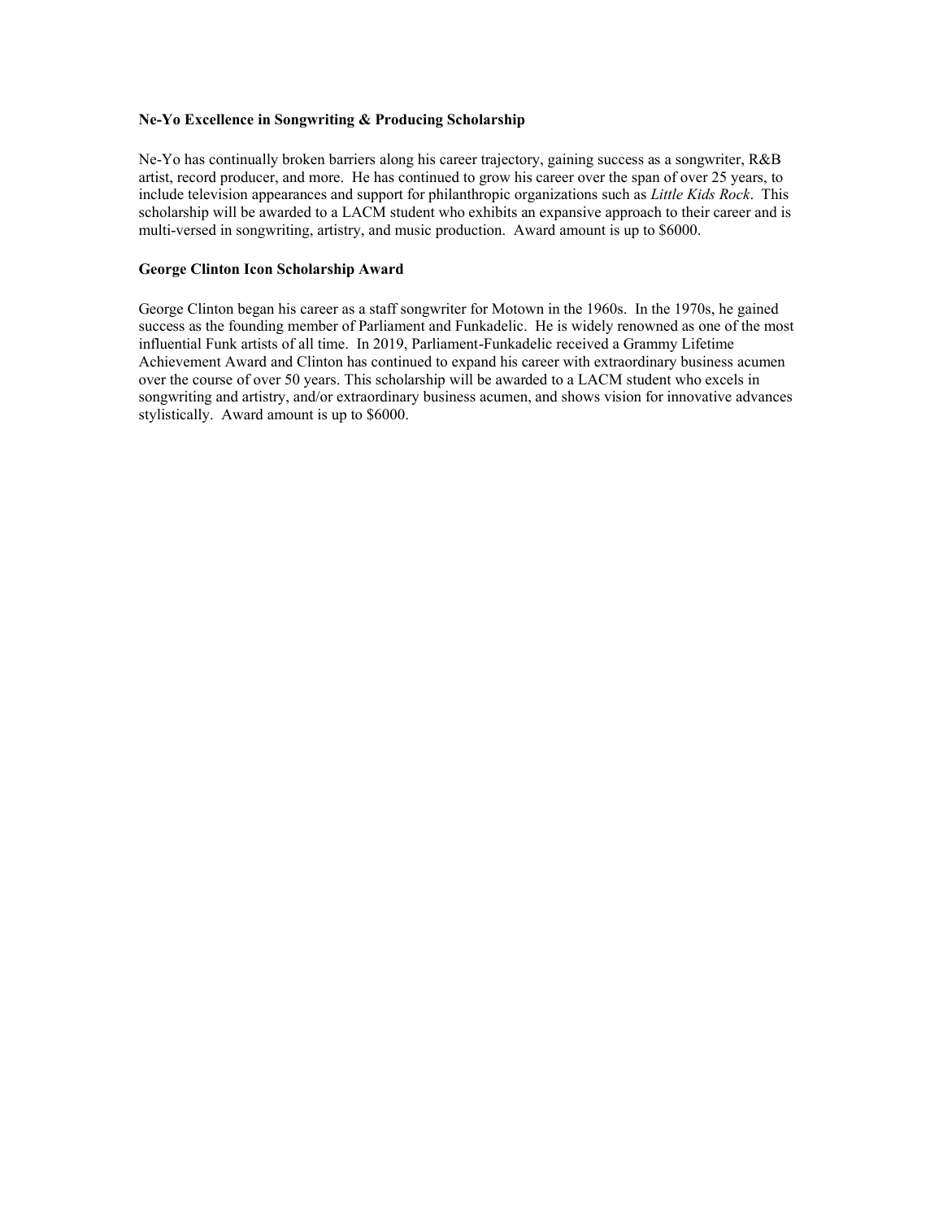**Ne-Yo Excellence in Songwriting & Producing Scholarship**

Ne-Yo has continually broken barriers along his career trajectory, gaining success as a songwriter, R&B artist, record producer, and more. He has continued to grow his career over the span of over 25 years, to include television appearances and support for philanthropic organizations such as *Little Kids Rock*. This scholarship will be awarded to a LACM student who exhibits an expansive approach to their career and is multi-versed in songwriting, artistry, and music production. Award amount is up to $6000.

**George Clinton Icon Scholarship Award**

George Clinton began his career as a staff songwriter for Motown in the 1960s. In the 1970s, he gained success as the founding member of Parliament and Funkadelic. He is widely renowned as one of the most influential Funk artists of all time. In 2019, Parliament-Funkadelic received a Grammy Lifetime Achievement Award and Clinton has continued to expand his career with extraordinary business acumen over the course of over 50 years. This scholarship will be awarded to a LACM student who excels in songwriting and artistry, and/or extraordinary business acumen, and shows vision for innovative advances stylistically. Award amount is up to $6000.